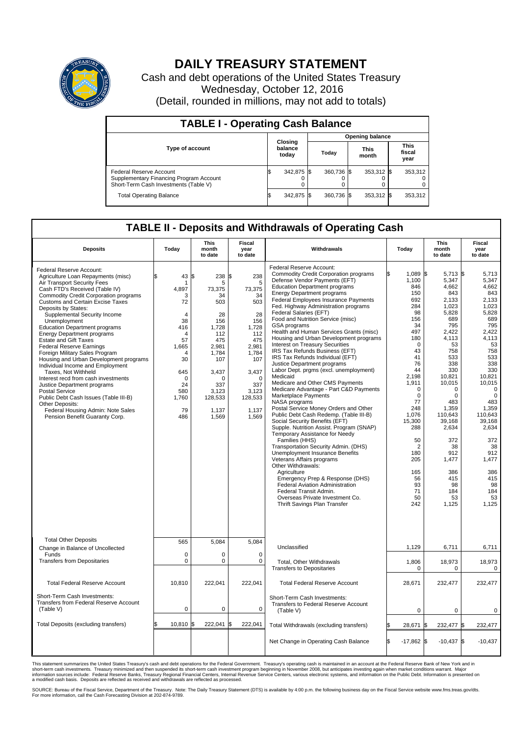# DAILY TREASURY STATEMENT

Cash and debt operations of the United States Treasury
Wednesday, October 12, 2016
(Detail, rounded in millions, may not add to totals)

## TABLE I - Operating Cash Balance

| Type of account | Closing balance today | Opening balance Today | Opening balance This month | Opening balance This fiscal year |
|---|---|---|---|---|
| Federal Reserve Account | $ 342,875 | $ 360,736 | $ 353,312 | $ 353,312 |
| Supplementary Financing Program Account | 0 | 0 | 0 | 0 |
| Short-Term Cash Investments (Table V) | 0 | 0 | 0 | 0 |
| Total Operating Balance | $ 342,875 | $ 360,736 | $ 353,312 | $ 353,312 |

## TABLE II - Deposits and Withdrawals of Operating Cash

| Deposits | Today | This month to date | Fiscal year to date | Withdrawals | Today | This month to date | Fiscal year to date |
|---|---|---|---|---|---|---|---|
| Federal Reserve Account: | | | | Federal Reserve Account: | | | |
| Agriculture Loan Repayments (misc) | $ 43 | $ 238 | $ 238 | Commodity Credit Corporation programs | $ 1,089 | $ 5,713 | $ 5,713 |
| Air Transport Security Fees | 1 | 5 | 5 | Defense Vendor Payments (EFT) | 1,100 | 5,347 | 5,347 |
| Cash FTD's Received (Table IV) | 4,897 | 73,375 | 73,375 | Education Department programs | 846 | 4,662 | 4,662 |
| Commodity Credit Corporation programs | 3 | 34 | 34 | Energy Department programs | 150 | 843 | 843 |
| Customs and Certain Excise Taxes | 72 | 503 | 503 | Federal Employees Insurance Payments | 692 | 2,133 | 2,133 |
| Deposits by States: | | | | Fed. Highway Administration programs | 284 | 1,023 | 1,023 |
| Supplemental Security Income | 4 | 28 | 28 | Federal Salaries (EFT) | 98 | 5,828 | 5,828 |
| Unemployment | 38 | 156 | 156 | Food and Nutrition Service (misc) | 156 | 689 | 689 |
| Education Department programs | 416 | 1,728 | 1,728 | GSA programs | 34 | 795 | 795 |
| Energy Department programs | 4 | 112 | 112 | Health and Human Services Grants (misc) | 497 | 2,422 | 2,422 |
| Estate and Gift Taxes | 57 | 475 | 475 | Housing and Urban Development programs | 180 | 4,113 | 4,113 |
| Federal Reserve Earnings | 1,665 | 2,981 | 2,981 | Interest on Treasury Securities | 0 | 53 | 53 |
| Foreign Military Sales Program | 4 | 1,784 | 1,784 | IRS Tax Refunds Business (EFT) | 43 | 758 | 758 |
| Housing and Urban Development programs | 30 | 107 | 107 | IRS Tax Refunds Individual (EFT) | 41 | 533 | 533 |
| Individual Income and Employment Taxes, Not Withheld | 645 | 3,437 | 3,437 | Justice Department programs | 76 | 338 | 338 |
| Interest recd from cash investments | 0 | 0 | 0 | Labor Dept. prgms (excl. unemployment) | 44 | 330 | 330 |
| Justice Department programs | 24 | 337 | 337 | Medicaid | 2,198 | 10,821 | 10,821 |
| Postal Service | 580 | 3,123 | 3,123 | Medicare and Other CMS Payments | 1,911 | 10,015 | 10,015 |
| Public Debt Cash Issues (Table III-B) | 1,760 | 128,533 | 128,533 | Medicare Advantage - Part C&D Payments | 0 | 0 | 0 |
| Other Deposits: | | | | Marketplace Payments | 0 | 0 | 0 |
| Federal Housing Admin: Note Sales | 79 | 1,137 | 1,137 | NASA programs | 77 | 483 | 483 |
| Pension Benefit Guaranty Corp. | 486 | 1,569 | 1,569 | Postal Service Money Orders and Other | 248 | 1,359 | 1,359 |
| | | | | Public Debt Cash Redemp. (Table III-B) | 1,076 | 110,643 | 110,643 |
| | | | | Social Security Benefits (EFT) | 15,300 | 39,168 | 39,168 |
| | | | | Supple. Nutrition Assist. Program (SNAP) | 288 | 2,634 | 2,634 |
| | | | | Temporary Assistance for Needy Families (HHS) | 50 | 372 | 372 |
| | | | | Transportation Security Admin. (DHS) | 2 | 38 | 38 |
| | | | | Unemployment Insurance Benefits | 180 | 912 | 912 |
| | | | | Veterans Affairs programs | 205 | 1,477 | 1,477 |
| | | | | Other Withdrawals: | | | |
| | | | | Agriculture | 165 | 386 | 386 |
| | | | | Emergency Prep & Response (DHS) | 56 | 415 | 415 |
| | | | | Federal Aviation Administration | 93 | 98 | 98 |
| | | | | Federal Transit Admin. | 71 | 184 | 184 |
| | | | | Overseas Private Investment Co. | 50 | 53 | 53 |
| | | | | Thrift Savings Plan Transfer | 242 | 1,125 | 1,125 |
| Total Other Deposits | 565 | 5,084 | 5,084 | Unclassified | 1,129 | 6,711 | 6,711 |
| Change in Balance of Uncollected Funds | 0 | 0 | 0 | | | | |
| Transfers from Depositaries | 0 | 0 | 0 | Total, Other Withdrawals | 1,806 | 18,973 | 18,973 |
| | | | | Transfers to Depositaries | 0 | 0 | 0 |
| Total Federal Reserve Account | 10,810 | 222,041 | 222,041 | Total Federal Reserve Account | 28,671 | 232,477 | 232,477 |
| Short-Term Cash Investments: Transfers from Federal Reserve Account (Table V) | 0 | 0 | 0 | Short-Term Cash Investments: Transfers to Federal Reserve Account (Table V) | 0 | 0 | 0 |
| Total Deposits (excluding transfers) | $ 10,810 | $ 222,041 | $ 222,041 | Total Withdrawals (excluding transfers) | $ 28,671 | $ 232,477 | $ 232,477 |
| | | | | Net Change in Operating Cash Balance | $ -17,862 | $ -10,437 | $ -10,437 |

This statement summarizes the United States Treasury's cash and debt operations for the Federal Government. Treasury's operating cash is maintained in an account at the Federal Reserve Bank of New York and in short-term cash investments. Treasury minimized and then suspended its short-term cash investment program beginning in November 2008, but anticipates investing again when market conditions warrant. Major information sources include: Federal Reserve Banks, Treasury Regional Financial Centers, Internal Revenue Service Centers, various electronic systems, and information on the Public Debt. Information is presented on a modified cash basis. Deposits are reflected as received and withdrawals are reflected as processed.

SOURCE: Bureau of the Fiscal Service, Department of the Treasury. Note: The Daily Treasury Statement (DTS) is available by 4:00 p.m. the following business day on the Fiscal Service website www.fms.treas.gov/dts. For more information, call the Cash Forecasting Division at 202-874-9789.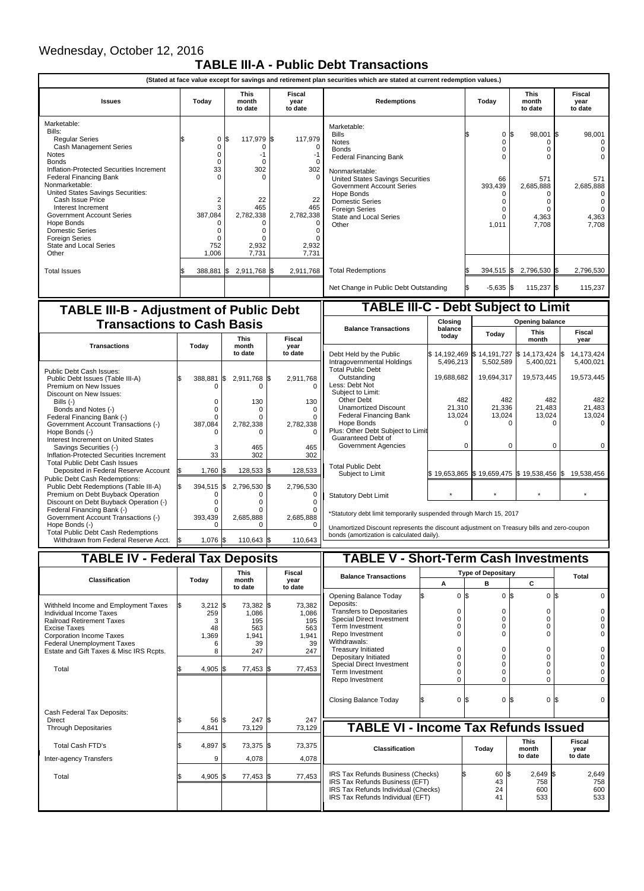Wednesday, October 12, 2016

# TABLE III-A - Public Debt Transactions

(Stated at face value except for savings and retirement plan securities which are stated at current redemption values.)

| Issues | Today | This month to date | Fiscal year to date |
|---|---|---|---|
| Marketable: | | | |
| Bills: | | | |
| Regular Series | $ 0 | $ 117,979 | $ 117,979 |
| Cash Management Series | 0 | 0 | 0 |
| Notes | 0 | -1 | -1 |
| Bonds | 0 | 0 | 0 |
| Inflation-Protected Securities Increment | 33 | 302 | 302 |
| Federal Financing Bank | 0 | 0 | 0 |
| Nonmarketable: | | | |
| United States Savings Securities: | | | |
| Cash Issue Price | 2 | 22 | 22 |
| Interest Increment | 3 | 465 | 465 |
| Government Account Series | 387,084 | 2,782,338 | 2,782,338 |
| Hope Bonds | 0 | 0 | 0 |
| Domestic Series | 0 | 0 | 0 |
| Foreign Series | 0 | 0 | 0 |
| State and Local Series | 752 | 2,932 | 2,932 |
| Other | 1,006 | 7,731 | 7,731 |
| Total Issues | $ 388,881 | $ 2,911,768 | $ 2,911,768 |

| Redemptions | Today | This month to date | Fiscal year to date |
|---|---|---|---|
| Marketable: | | | |
| Bills | $ 0 | $ 98,001 | $ 98,001 |
| Notes | 0 | 0 | 0 |
| Bonds | 0 | 0 | 0 |
| Federal Financing Bank | 0 | 0 | 0 |
| Nonmarketable: | | | |
| United States Savings Securities | 66 | 571 | 571 |
| Government Account Series | 393,439 | 2,685,888 | 2,685,888 |
| Hope Bonds | 0 | 0 | 0 |
| Domestic Series | 0 | 0 | 0 |
| Foreign Series | 0 | 0 | 0 |
| State and Local Series | 0 | 4,363 | 4,363 |
| Other | 1,011 | 7,708 | 7,708 |
| Total Redemptions | $ 394,515 | $ 2,796,530 | $ 2,796,530 |
| Net Change in Public Debt Outstanding | $ -5,635 | $ 115,237 | $ 115,237 |

# TABLE III-B - Adjustment of Public Debt Transactions to Cash Basis

| Transactions | Today | This month to date | Fiscal year to date |
|---|---|---|---|
| Public Debt Cash Issues: | | | |
| Public Debt Issues (Table III-A) | $ 388,881 | $ 2,911,768 | $ 2,911,768 |
| Premium on New Issues | 0 | 0 | 0 |
| Discount on New Issues: | | | |
| Bills (-) | 0 | 130 | 130 |
| Bonds and Notes (-) | 0 | 0 | 0 |
| Federal Financing Bank (-) | 0 | 0 | 0 |
| Government Account Transactions (-) | 387,084 | 2,782,338 | 2,782,338 |
| Hope Bonds (-) | 0 | 0 | 0 |
| Interest Increment on United States Savings Securities (-) | 3 | 465 | 465 |
| Inflation-Protected Securities Increment | 33 | 302 | 302 |
| Total Public Debt Cash Issues Deposited in Federal Reserve Account | $ 1,760 | $ 128,533 | $ 128,533 |
| Public Debt Cash Redemptions: | | | |
| Public Debt Redemptions (Table III-A) | $ 394,515 | $ 2,796,530 | $ 2,796,530 |
| Premium on Debt Buyback Operation | 0 | 0 | 0 |
| Discount on Debt Buyback Operation (-) | 0 | 0 | 0 |
| Federal Financing Bank (-) | 0 | 0 | 0 |
| Government Account Transactions (-) | 393,439 | 2,685,888 | 2,685,888 |
| Hope Bonds (-) | 0 | 0 | 0 |
| Total Public Debt Cash Redemptions Withdrawn from Federal Reserve Acct. | $ 1,076 | $ 110,643 | $ 110,643 |

# TABLE III-C - Debt Subject to Limit

| Balance Transactions | Closing balance today | Opening balance Today | Opening balance This month | Opening balance Fiscal year |
|---|---|---|---|---|
| Debt Held by the Public | $ 14,192,469 | $ 14,191,727 | $ 14,173,424 | $ 14,173,424 |
| Intragovernmental Holdings | 5,496,213 | 5,502,589 | 5,400,021 | 5,400,021 |
| Total Public Debt Outstanding | 19,688,682 | 19,694,317 | 19,573,445 | 19,573,445 |
| Less: Debt Not Subject to Limit: | | | | |
| Other Debt | 482 | 482 | 482 | 482 |
| Unamortized Discount | 21,310 | 21,336 | 21,483 | 21,483 |
| Federal Financing Bank | 13,024 | 13,024 | 13,024 | 13,024 |
| Hope Bonds | 0 | 0 | 0 | 0 |
| Plus: Other Debt Subject to Limit | | | | |
| Guaranteed Debt of Government Agencies | 0 | 0 | 0 | 0 |
| Total Public Debt Subject to Limit | $ 19,653,865 | $ 19,659,475 | $ 19,538,456 | $ 19,538,456 |
| Statutory Debt Limit | * | * | * | * |

*Statutory debt limit temporarily suspended through March 15, 2017

Unamortized Discount represents the discount adjustment on Treasury bills and zero-coupon bonds (amortization is calculated daily).

# TABLE IV - Federal Tax Deposits

| Classification | Today | This month to date | Fiscal year to date |
|---|---|---|---|
| Withheld Income and Employment Taxes | $ 3,212 | $ 73,382 | $ 73,382 |
| Individual Income Taxes | 259 | 1,086 | 1,086 |
| Railroad Retirement Taxes | 3 | 195 | 195 |
| Excise Taxes | 48 | 563 | 563 |
| Corporation Income Taxes | 1,369 | 1,941 | 1,941 |
| Federal Unemployment Taxes | 6 | 39 | 39 |
| Estate and Gift Taxes & Misc IRS Rcpts. | 8 | 247 | 247 |
| Total | $ 4,905 | $ 77,453 | $ 77,453 |
| Cash Federal Tax Deposits: | | | |
| Direct | $ 56 | $ 247 | $ 247 |
| Through Depositaries | 4,841 | 73,129 | 73,129 |
| Total Cash FTD's | $ 4,897 | $ 73,375 | $ 73,375 |
| Inter-agency Transfers | 9 | 4,078 | 4,078 |
| Total | $ 4,905 | $ 77,453 | $ 77,453 |

# TABLE V - Short-Term Cash Investments

| Balance Transactions | Type of Depositary A | Type of Depositary B | Type of Depositary C | Total |
|---|---|---|---|---|
| Opening Balance Today | $ 0 | $ 0 | $ 0 | $ 0 |
| Deposits: | | | | |
| Transfers to Depositaries | 0 | 0 | 0 | 0 |
| Special Direct Investment | 0 | 0 | 0 | 0 |
| Term Investment | 0 | 0 | 0 | 0 |
| Repo Investment | 0 | 0 | 0 | 0 |
| Withdrawals: | | | | |
| Treasury Initiated | 0 | 0 | 0 | 0 |
| Depositary Initiated | 0 | 0 | 0 | 0 |
| Special Direct Investment | 0 | 0 | 0 | 0 |
| Term Investment | 0 | 0 | 0 | 0 |
| Repo Investment | 0 | 0 | 0 | 0 |
| Closing Balance Today | $ 0 | $ 0 | $ 0 | $ 0 |

# TABLE VI - Income Tax Refunds Issued

| Classification | Today | This month to date | Fiscal year to date |
|---|---|---|---|
| IRS Tax Refunds Business (Checks) | $ 60 | $ 2,649 | $ 2,649 |
| IRS Tax Refunds Business (EFT) | 43 | 758 | 758 |
| IRS Tax Refunds Individual (Checks) | 24 | 600 | 600 |
| IRS Tax Refunds Individual (EFT) | 41 | 533 | 533 |